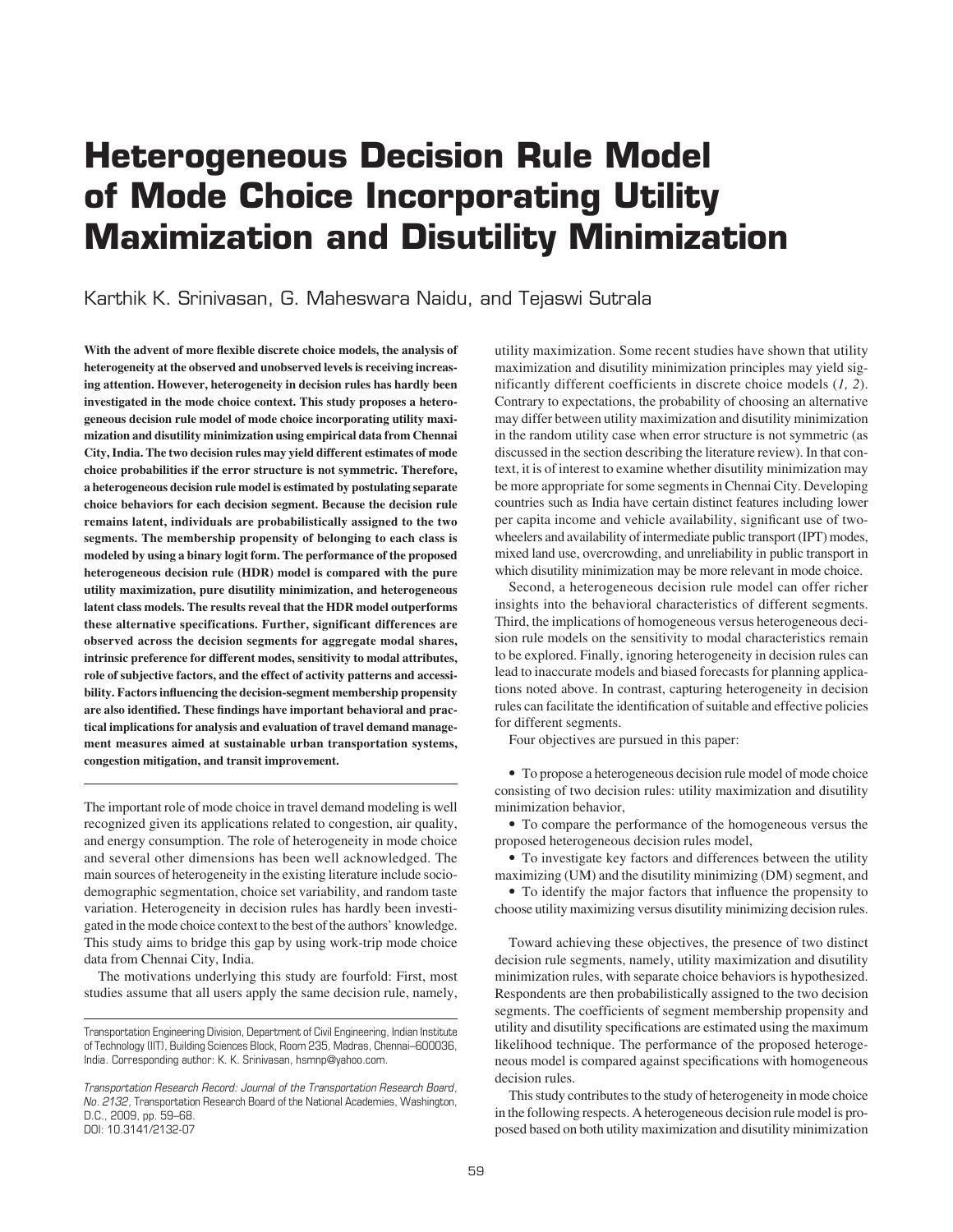# Heterogeneous Decision Rule Model of Mode Choice Incorporating Utility Maximization and Disutility Minimization

Karthik K. Srinivasan, G. Maheswara Naidu, and Tejaswi Sutrala

**With the advent of more flexible discrete choice models, the analysis of heterogeneity at the observed and unobserved levels is receiving increasing attention. However, heterogeneity in decision rules has hardly been investigated in the mode choice context. This study proposes a heterogeneous decision rule model of mode choice incorporating utility maximization and disutility minimization using empirical data from Chennai City, India. The two decision rules may yield different estimates of mode choice probabilities if the error structure is not symmetric. Therefore, a heterogeneous decision rule model is estimated by postulating separate choice behaviors for each decision segment. Because the decision rule remains latent, individuals are probabilistically assigned to the two segments. The membership propensity of belonging to each class is modeled by using a binary logit form. The performance of the proposed heterogeneous decision rule (HDR) model is compared with the pure utility maximization, pure disutility minimization, and heterogeneous latent class models. The results reveal that the HDR model outperforms these alternative specifications. Further, significant differences are observed across the decision segments for aggregate modal shares, intrinsic preference for different modes, sensitivity to modal attributes, role of subjective factors, and the effect of activity patterns and accessibility. Factors influencing the decision-segment membership propensity are also identified. These findings have important behavioral and practical implications for analysis and evaluation of travel demand management measures aimed at sustainable urban transportation systems, congestion mitigation, and transit improvement.**

The important role of mode choice in travel demand modeling is well recognized given its applications related to congestion, air quality, and energy consumption. The role of heterogeneity in mode choice and several other dimensions has been well acknowledged. The main sources of heterogeneity in the existing literature include sociodemographic segmentation, choice set variability, and random taste variation. Heterogeneity in decision rules has hardly been investigated in the mode choice context to the best of the authors' knowledge. This study aims to bridge this gap by using work-trip mode choice data from Chennai City, India.

The motivations underlying this study are fourfold: First, most studies assume that all users apply the same decision rule, namely, utility maximization. Some recent studies have shown that utility maximization and disutility minimization principles may yield significantly different coefficients in discrete choice models (*1, 2*). Contrary to expectations, the probability of choosing an alternative may differ between utility maximization and disutility minimization in the random utility case when error structure is not symmetric (as discussed in the section describing the literature review). In that context, it is of interest to examine whether disutility minimization may be more appropriate for some segments in Chennai City. Developing countries such as India have certain distinct features including lower per capita income and vehicle availability, significant use of two-wheelers and availability of intermediate public transport (IPT) modes, mixed land use, overcrowding, and unreliability in public transport in which disutility minimization may be more relevant in mode choice.

Second, a heterogeneous decision rule model can offer richer insights into the behavioral characteristics of different segments. Third, the implications of homogeneous versus heterogeneous decision rule models on the sensitivity to modal characteristics remain to be explored. Finally, ignoring heterogeneity in decision rules can lead to inaccurate models and biased forecasts for planning applications noted above. In contrast, capturing heterogeneity in decision rules can facilitate the identification of suitable and effective policies for different segments.

Four objectives are pursued in this paper:

- To propose a heterogeneous decision rule model of mode choice consisting of two decision rules: utility maximization and disutility minimization behavior,
- To compare the performance of the homogeneous versus the proposed heterogeneous decision rules model,
- To investigate key factors and differences between the utility maximizing (UM) and the disutility minimizing (DM) segment, and
- To identify the major factors that influence the propensity to choose utility maximizing versus disutility minimizing decision rules.

Toward achieving these objectives, the presence of two distinct decision rule segments, namely, utility maximization and disutility minimization rules, with separate choice behaviors is hypothesized. Respondents are then probabilistically assigned to the two decision segments. The coefficients of segment membership propensity and utility and disutility specifications are estimated using the maximum likelihood technique. The performance of the proposed heterogeneous model is compared against specifications with homogeneous decision rules.

This study contributes to the study of heterogeneity in mode choice in the following respects. A heterogeneous decision rule model is proposed based on both utility maximization and disutility minimization

Transportation Engineering Division, Department of Civil Engineering, Indian Institute of Technology (IIT), Building Sciences Block, Room 235, Madras, Chennai–600036, India. Corresponding author: K. K. Srinivasan, hsmnp@yahoo.com.

*Transportation Research Record: Journal of the Transportation Research Board, No. 2132*, Transportation Research Board of the National Academies, Washington, D.C., 2009, pp. 59–68.
DOI: 10.3141/2132-07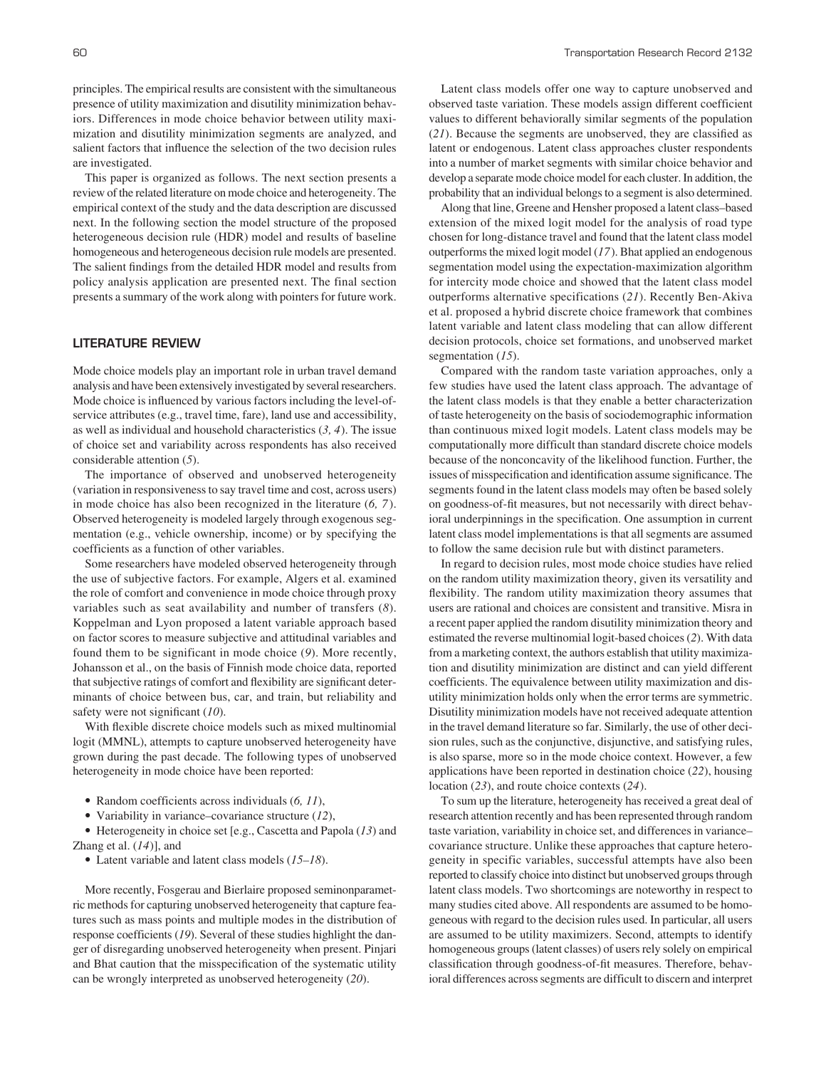principles. The empirical results are consistent with the simultaneous presence of utility maximization and disutility minimization behaviors. Differences in mode choice behavior between utility maximization and disutility minimization segments are analyzed, and salient factors that influence the selection of the two decision rules are investigated.

This paper is organized as follows. The next section presents a review of the related literature on mode choice and heterogeneity. The empirical context of the study and the data description are discussed next. In the following section the model structure of the proposed heterogeneous decision rule (HDR) model and results of baseline homogeneous and heterogeneous decision rule models are presented. The salient findings from the detailed HDR model and results from policy analysis application are presented next. The final section presents a summary of the work along with pointers for future work.

## LITERATURE REVIEW

Mode choice models play an important role in urban travel demand analysis and have been extensively investigated by several researchers. Mode choice is influenced by various factors including the level-of-service attributes (e.g., travel time, fare), land use and accessibility, as well as individual and household characteristics (*3, 4*). The issue of choice set and variability across respondents has also received considerable attention (*5*).

The importance of observed and unobserved heterogeneity (variation in responsiveness to say travel time and cost, across users) in mode choice has also been recognized in the literature (*6, 7*). Observed heterogeneity is modeled largely through exogenous segmentation (e.g., vehicle ownership, income) or by specifying the coefficients as a function of other variables.

Some researchers have modeled observed heterogeneity through the use of subjective factors. For example, Algers et al. examined the role of comfort and convenience in mode choice through proxy variables such as seat availability and number of transfers (*8*). Koppelman and Lyon proposed a latent variable approach based on factor scores to measure subjective and attitudinal variables and found them to be significant in mode choice (*9*). More recently, Johansson et al., on the basis of Finnish mode choice data, reported that subjective ratings of comfort and flexibility are significant determinants of choice between bus, car, and train, but reliability and safety were not significant (*10*).

With flexible discrete choice models such as mixed multinomial logit (MMNL), attempts to capture unobserved heterogeneity have grown during the past decade. The following types of unobserved heterogeneity in mode choice have been reported:

- Random coefficients across individuals (*6, 11*),
- Variability in variance–covariance structure (*12*),
- Heterogeneity in choice set [e.g., Cascetta and Papola (*13*) and Zhang et al. (*14*)], and
- Latent variable and latent class models (*15–18*).

More recently, Fosgerau and Bierlaire proposed seminonparametric methods for capturing unobserved heterogeneity that capture features such as mass points and multiple modes in the distribution of response coefficients (*19*). Several of these studies highlight the danger of disregarding unobserved heterogeneity when present. Pinjari and Bhat caution that the misspecification of the systematic utility can be wrongly interpreted as unobserved heterogeneity (*20*).

Latent class models offer one way to capture unobserved and observed taste variation. These models assign different coefficient values to different behaviorally similar segments of the population (*21*). Because the segments are unobserved, they are classified as latent or endogenous. Latent class approaches cluster respondents into a number of market segments with similar choice behavior and develop a separate mode choice model for each cluster. In addition, the probability that an individual belongs to a segment is also determined.

Along that line, Greene and Hensher proposed a latent class–based extension of the mixed logit model for the analysis of road type chosen for long-distance travel and found that the latent class model outperforms the mixed logit model (*17*). Bhat applied an endogenous segmentation model using the expectation-maximization algorithm for intercity mode choice and showed that the latent class model outperforms alternative specifications (*21*). Recently Ben-Akiva et al. proposed a hybrid discrete choice framework that combines latent variable and latent class modeling that can allow different decision protocols, choice set formations, and unobserved market segmentation (*15*).

Compared with the random taste variation approaches, only a few studies have used the latent class approach. The advantage of the latent class models is that they enable a better characterization of taste heterogeneity on the basis of sociodemographic information than continuous mixed logit models. Latent class models may be computationally more difficult than standard discrete choice models because of the nonconcavity of the likelihood function. Further, the issues of misspecification and identification assume significance. The segments found in the latent class models may often be based solely on goodness-of-fit measures, but not necessarily with direct behavioral underpinnings in the specification. One assumption in current latent class model implementations is that all segments are assumed to follow the same decision rule but with distinct parameters.

In regard to decision rules, most mode choice studies have relied on the random utility maximization theory, given its versatility and flexibility. The random utility maximization theory assumes that users are rational and choices are consistent and transitive. Misra in a recent paper applied the random disutility minimization theory and estimated the reverse multinomial logit-based choices (*2*). With data from a marketing context, the authors establish that utility maximization and disutility minimization are distinct and can yield different coefficients. The equivalence between utility maximization and disutility minimization holds only when the error terms are symmetric. Disutility minimization models have not received adequate attention in the travel demand literature so far. Similarly, the use of other decision rules, such as the conjunctive, disjunctive, and satisfying rules, is also sparse, more so in the mode choice context. However, a few applications have been reported in destination choice (*22*), housing location (*23*), and route choice contexts (*24*).

To sum up the literature, heterogeneity has received a great deal of research attention recently and has been represented through random taste variation, variability in choice set, and differences in variance–covariance structure. Unlike these approaches that capture heterogeneity in specific variables, successful attempts have also been reported to classify choice into distinct but unobserved groups through latent class models. Two shortcomings are noteworthy in respect to many studies cited above. All respondents are assumed to be homogeneous with regard to the decision rules used. In particular, all users are assumed to be utility maximizers. Second, attempts to identify homogeneous groups (latent classes) of users rely solely on empirical classification through goodness-of-fit measures. Therefore, behavioral differences across segments are difficult to discern and interpret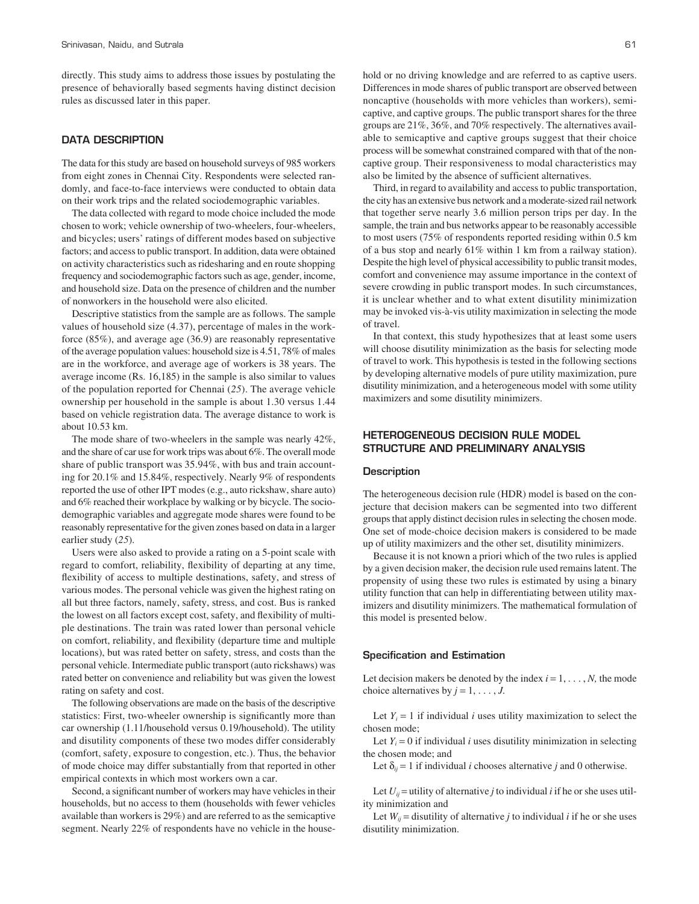directly. This study aims to address those issues by postulating the presence of behaviorally based segments having distinct decision rules as discussed later in this paper.

## DATA DESCRIPTION

The data for this study are based on household surveys of 985 workers from eight zones in Chennai City. Respondents were selected randomly, and face-to-face interviews were conducted to obtain data on their work trips and the related sociodemographic variables.

The data collected with regard to mode choice included the mode chosen to work; vehicle ownership of two-wheelers, four-wheelers, and bicycles; users' ratings of different modes based on subjective factors; and access to public transport. In addition, data were obtained on activity characteristics such as ridesharing and en route shopping frequency and sociodemographic factors such as age, gender, income, and household size. Data on the presence of children and the number of nonworkers in the household were also elicited.

Descriptive statistics from the sample are as follows. The sample values of household size (4.37), percentage of males in the workforce (85%), and average age (36.9) are reasonably representative of the average population values: household size is 4.51, 78% of males are in the workforce, and average age of workers is 38 years. The average income (Rs. 16,185) in the sample is also similar to values of the population reported for Chennai (*25*). The average vehicle ownership per household in the sample is about 1.30 versus 1.44 based on vehicle registration data. The average distance to work is about 10.53 km.

The mode share of two-wheelers in the sample was nearly 42%, and the share of car use for work trips was about 6%. The overall mode share of public transport was 35.94%, with bus and train accounting for 20.1% and 15.84%, respectively. Nearly 9% of respondents reported the use of other IPT modes (e.g., auto rickshaw, share auto) and 6% reached their workplace by walking or by bicycle. The sociodemographic variables and aggregate mode shares were found to be reasonably representative for the given zones based on data in a larger earlier study (*25*).

Users were also asked to provide a rating on a 5-point scale with regard to comfort, reliability, flexibility of departing at any time, flexibility of access to multiple destinations, safety, and stress of various modes. The personal vehicle was given the highest rating on all but three factors, namely, safety, stress, and cost. Bus is ranked the lowest on all factors except cost, safety, and flexibility of multiple destinations. The train was rated lower than personal vehicle on comfort, reliability, and flexibility (departure time and multiple locations), but was rated better on safety, stress, and costs than the personal vehicle. Intermediate public transport (auto rickshaws) was rated better on convenience and reliability but was given the lowest rating on safety and cost.

The following observations are made on the basis of the descriptive statistics: First, two-wheeler ownership is significantly more than car ownership (1.11/household versus 0.19/household). The utility and disutility components of these two modes differ considerably (comfort, safety, exposure to congestion, etc.). Thus, the behavior of mode choice may differ substantially from that reported in other empirical contexts in which most workers own a car.

Second, a significant number of workers may have vehicles in their households, but no access to them (households with fewer vehicles available than workers is 29%) and are referred to as the semicaptive segment. Nearly 22% of respondents have no vehicle in the household or no driving knowledge and are referred to as captive users. Differences in mode shares of public transport are observed between noncaptive (households with more vehicles than workers), semicaptive, and captive groups. The public transport shares for the three groups are 21%, 36%, and 70% respectively. The alternatives available to semicaptive and captive groups suggest that their choice process will be somewhat constrained compared with that of the noncaptive group. Their responsiveness to modal characteristics may also be limited by the absence of sufficient alternatives.

Third, in regard to availability and access to public transportation, the city has an extensive bus network and a moderate-sized rail network that together serve nearly 3.6 million person trips per day. In the sample, the train and bus networks appear to be reasonably accessible to most users (75% of respondents reported residing within 0.5 km of a bus stop and nearly 61% within 1 km from a railway station). Despite the high level of physical accessibility to public transit modes, comfort and convenience may assume importance in the context of severe crowding in public transport modes. In such circumstances, it is unclear whether and to what extent disutility minimization may be invoked vis-à-vis utility maximization in selecting the mode of travel.

In that context, this study hypothesizes that at least some users will choose disutility minimization as the basis for selecting mode of travel to work. This hypothesis is tested in the following sections by developing alternative models of pure utility maximization, pure disutility minimization, and a heterogeneous model with some utility maximizers and some disutility minimizers.

## HETEROGENEOUS DECISION RULE MODEL STRUCTURE AND PRELIMINARY ANALYSIS

### Description

The heterogeneous decision rule (HDR) model is based on the conjecture that decision makers can be segmented into two different groups that apply distinct decision rules in selecting the chosen mode. One set of mode-choice decision makers is considered to be made up of utility maximizers and the other set, disutility minimizers.

Because it is not known a priori which of the two rules is applied by a given decision maker, the decision rule used remains latent. The propensity of using these two rules is estimated by using a binary utility function that can help in differentiating between utility maximizers and disutility minimizers. The mathematical formulation of this model is presented below.

### Specification and Estimation

Let decision makers be denoted by the index $i = 1, \ldots, N$, the mode choice alternatives by $j = 1, \ldots, J$.

Let $Y_i = 1$ if individual $i$ uses utility maximization to select the chosen mode;

Let $Y_i = 0$ if individual $i$ uses disutility minimization in selecting the chosen mode; and

Let $\delta_{ij} = 1$ if individual $i$ chooses alternative $j$ and 0 otherwise.

Let $U_{ij}$ = utility of alternative $j$ to individual $i$ if he or she uses utility minimization and

Let $W_{ij}$ = disutility of alternative $j$ to individual $i$ if he or she uses disutility minimization.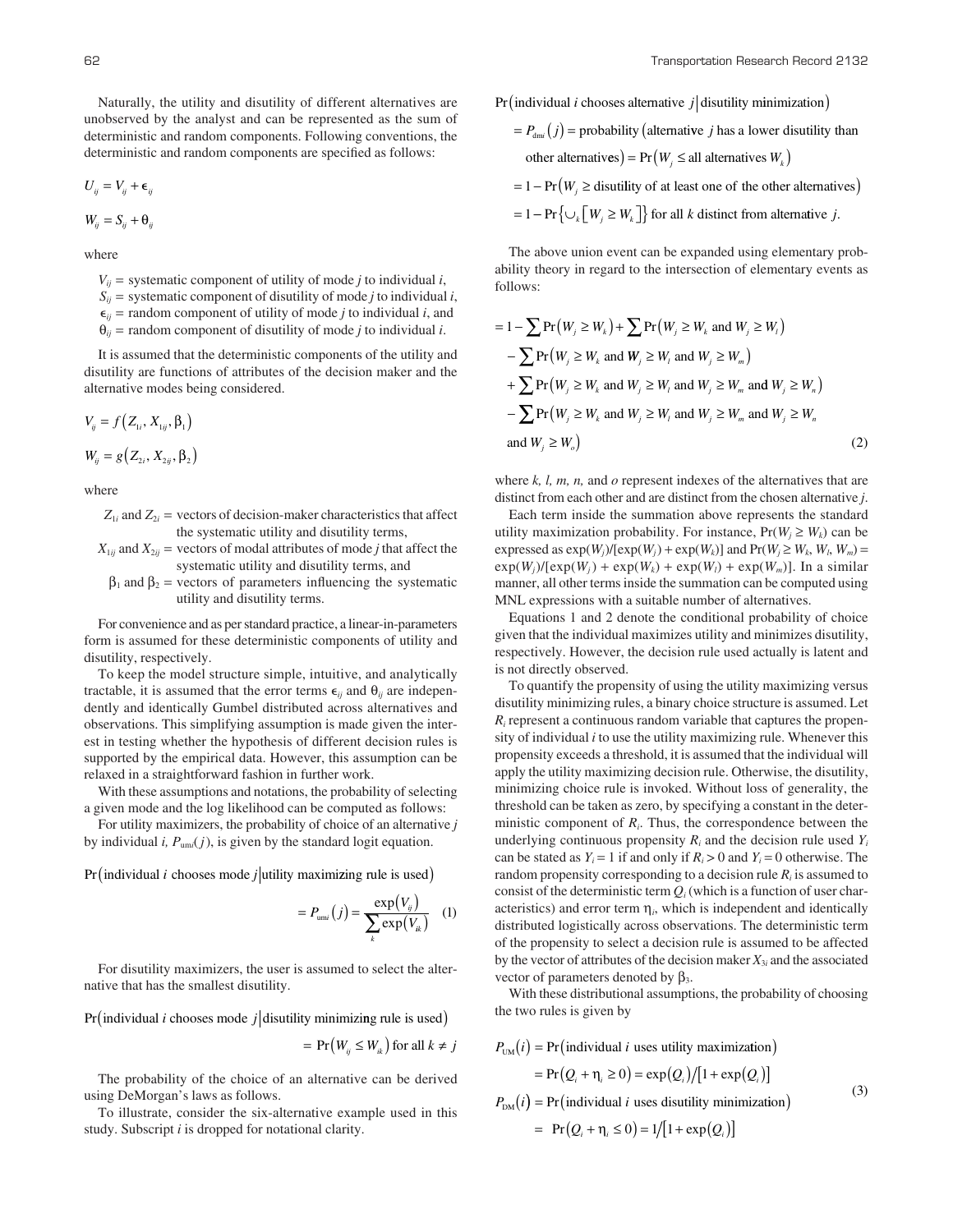Naturally, the utility and disutility of different alternatives are unobserved by the analyst and can be represented as the sum of deterministic and random components. Following conventions, the deterministic and random components are specified as follows:

$$U_{ij} = V_{ij} + \epsilon_{ij}$$

$$W_{ij} = S_{ij} + \theta_{ij}$$

where

- $V_{ij}$ = systematic component of utility of mode $j$ to individual $i$,
- $S_{ij}$ = systematic component of disutility of mode $j$ to individual $i$,
- $\epsilon_{ij}$ = random component of utility of mode $j$ to individual $i$, and
- $\theta_{ij}$ = random component of disutility of mode $j$ to individual $i$.

It is assumed that the deterministic components of the utility and disutility are functions of attributes of the decision maker and the alternative modes being considered.

$$V_{ij} = f\left(Z_{1i}, X_{1ij}, \beta_1\right)$$

$$W_{ij} = g\left(Z_{2i}, X_{2ij}, \beta_2\right)$$

where

- $Z_{1i}$ and $Z_{2i}$ = vectors of decision-maker characteristics that affect the systematic utility and disutility terms,
- $X_{1ij}$ and $X_{2ij}$ = vectors of modal attributes of mode $j$ that affect the systematic utility and disutility terms, and
- $\beta_1$ and $\beta_2$ = vectors of parameters influencing the systematic utility and disutility terms.

For convenience and as per standard practice, a linear-in-parameters form is assumed for these deterministic components of utility and disutility, respectively.

To keep the model structure simple, intuitive, and analytically tractable, it is assumed that the error terms $\epsilon_{ij}$ and $\theta_{ij}$ are independently and identically Gumbel distributed across alternatives and observations. This simplifying assumption is made given the interest in testing whether the hypothesis of different decision rules is supported by the empirical data. However, this assumption can be relaxed in a straightforward fashion in further work.

With these assumptions and notations, the probability of selecting a given mode and the log likelihood can be computed as follows:

For utility maximizers, the probability of choice of an alternative $j$ by individual $i$, $P_{umi}(j)$, is given by the standard logit equation.

$$\Pr\left(\text{individual } i \text{ chooses mode } j \middle| \text{utility maximizing rule is used}\right) = P_{umi}\left(j\right) = \frac{\exp\left(V_{ij}\right)}{\sum_k \exp\left(V_{ik}\right)} \quad (1)$$

For disutility maximizers, the user is assumed to select the alternative that has the smallest disutility.

$$\Pr\left(\text{individual } i \text{ chooses mode } j \middle| \text{disutility minimizing rule is used}\right) = \Pr\left(W_{ij} \le W_{ik}\right) \text{ for all } k \ne j$$

The probability of the choice of an alternative can be derived using DeMorgan's laws as follows.

To illustrate, consider the six-alternative example used in this study. Subscript $i$ is dropped for notational clarity.

$$\begin{aligned}
&\Pr\left(\text{individual } i \text{ chooses alternative } j \middle| \text{disutility minimization}\right) \\
&= P_{dmi}\left(j\right) = \text{probability}\left(\text{alternative } j \text{ has a lower disutility than other alternatives}\right) = \Pr\left(W_j \le \text{all alternatives } W_k\right) \\
&= 1 - \Pr\left(W_j \ge \text{disutility of at least one of the other alternatives}\right) \\
&= 1 - \Pr\left\{\cup_k \left[W_j \ge W_k\right]\right\} \text{ for all } k \text{ distinct from alternative } j.
\end{aligned}$$

The above union event can be expanded using elementary probability theory in regard to the intersection of elementary events as follows:

$$\begin{aligned}
&= 1 - \sum \Pr\left(W_j \ge W_k\right) + \sum \Pr\left(W_j \ge W_k \text{ and } W_j \ge W_l\right) \\
&\quad - \sum \Pr\left(W_j \ge W_k \text{ and } W_j \ge W_l \text{ and } W_j \ge W_m\right) \\
&\quad + \sum \Pr\left(W_j \ge W_k \text{ and } W_j \ge W_l \text{ and } W_j \ge W_m \text{ and } W_j \ge W_n\right) \\
&\quad - \sum \Pr\left(W_j \ge W_k \text{ and } W_j \ge W_l \text{ and } W_j \ge W_m \text{ and } W_j \ge W_n \text{ and } W_j \ge W_o\right)
\end{aligned} \quad (2)$$

where $k$, $l$, $m$, $n$, and $o$ represent indexes of the alternatives that are distinct from each other and are distinct from the chosen alternative $j$.

Each term inside the summation above represents the standard utility maximization probability. For instance, $\Pr(W_j \ge W_k)$ can be expressed as $\exp(W_j)/[\exp(W_j) + \exp(W_k)]$ and $\Pr(W_j \ge W_k, W_l, W_m) = \exp(W_j)/[\exp(W_j) + \exp(W_k) + \exp(W_l) + \exp(W_m)]$. In a similar manner, all other terms inside the summation can be computed using MNL expressions with a suitable number of alternatives.

Equations 1 and 2 denote the conditional probability of choice given that the individual maximizes utility and minimizes disutility, respectively. However, the decision rule used actually is latent and is not directly observed.

To quantify the propensity of using the utility maximizing versus disutility minimizing rules, a binary choice structure is assumed. Let $R_i$ represent a continuous random variable that captures the propensity of individual $i$ to use the utility maximizing rule. Whenever this propensity exceeds a threshold, it is assumed that the individual will apply the utility maximizing decision rule. Otherwise, the disutility, minimizing choice rule is invoked. Without loss of generality, the threshold can be taken as zero, by specifying a constant in the deterministic component of $R_i$. Thus, the correspondence between the underlying continuous propensity $R_i$ and the decision rule used $Y_i$ can be stated as $Y_i = 1$ if and only if $R_i > 0$ and $Y_i = 0$ otherwise. The random propensity corresponding to a decision rule $R_i$ is assumed to consist of the deterministic term $Q_i$ (which is a function of user characteristics) and error term $\eta_i$, which is independent and identically distributed logistically across observations. The deterministic term of the propensity to select a decision rule is assumed to be affected by the vector of attributes of the decision maker $X_{3i}$ and the associated vector of parameters denoted by $\beta_3$.

With these distributional assumptions, the probability of choosing the two rules is given by

$$\begin{aligned}
P_{UM}\left(i\right) &= \Pr\left(\text{individual } i \text{ uses utility maximization}\right) \\
&= \Pr\left(Q_i + \eta_i \ge 0\right) = \exp\left(Q_i\right) / \left[1 + \exp\left(Q_i\right)\right] \\
P_{DM}\left(i\right) &= \Pr\left(\text{individual } i \text{ uses disutility minimization}\right) \\
&= \Pr\left(Q_i + \eta_i \le 0\right) = 1 / \left[1 + \exp\left(Q_i\right)\right]
\end{aligned} \quad (3)$$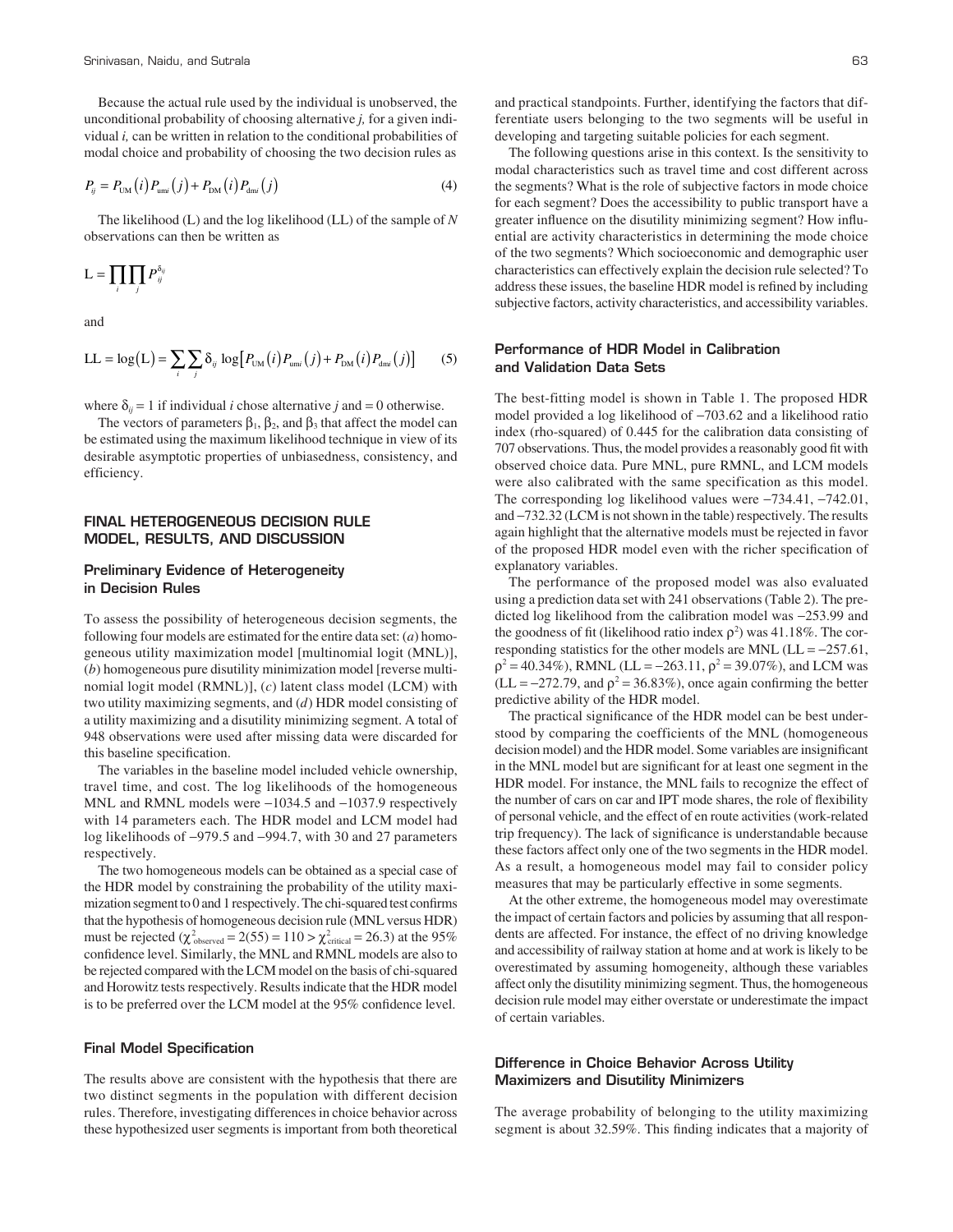Because the actual rule used by the individual is unobserved, the unconditional probability of choosing alternative *j,* for a given individual *i,* can be written in relation to the conditional probabilities of modal choice and probability of choosing the two decision rules as

$$P_{ij} = P_{\text{UM}}(i) P_{\text{um}i}(j) + P_{\text{DM}}(i) P_{\text{dm}i}(j) \tag{4}$$

The likelihood (L) and the log likelihood (LL) of the sample of *N* observations can then be written as

$$\text{L} = \prod_i \prod_j P_{ij}^{\delta_{ij}}$$

and

$$\text{LL} = \log(\text{L}) = \sum_i \sum_j \delta_{ij} \log\left[P_{\text{UM}}(i) P_{\text{um}i}(j) + P_{\text{DM}}(i) P_{\text{dm}i}(j)\right] \tag{5}$$

where $\delta_{ij} = 1$ if individual *i* chose alternative *j* and = 0 otherwise.

The vectors of parameters $\beta_1$, $\beta_2$, and $\beta_3$ that affect the model can be estimated using the maximum likelihood technique in view of its desirable asymptotic properties of unbiasedness, consistency, and efficiency.

## FINAL HETEROGENEOUS DECISION RULE MODEL, RESULTS, AND DISCUSSION

### Preliminary Evidence of Heterogeneity in Decision Rules

To assess the possibility of heterogeneous decision segments, the following four models are estimated for the entire data set: (*a*) homogeneous utility maximization model [multinomial logit (MNL)], (*b*) homogeneous pure disutility minimization model [reverse multinomial logit model (RMNL)], (*c*) latent class model (LCM) with two utility maximizing segments, and (*d*) HDR model consisting of a utility maximizing and a disutility minimizing segment. A total of 948 observations were used after missing data were discarded for this baseline specification.

The variables in the baseline model included vehicle ownership, travel time, and cost. The log likelihoods of the homogeneous MNL and RMNL models were −1034.5 and −1037.9 respectively with 14 parameters each. The HDR model and LCM model had log likelihoods of −979.5 and −994.7, with 30 and 27 parameters respectively.

The two homogeneous models can be obtained as a special case of the HDR model by constraining the probability of the utility maximization segment to 0 and 1 respectively. The chi-squared test confirms that the hypothesis of homogeneous decision rule (MNL versus HDR) must be rejected ($\chi^2_{\text{observed}} = 2(55) = 110 > \chi^2_{\text{critical}} = 26.3$) at the 95% confidence level. Similarly, the MNL and RMNL models are also to be rejected compared with the LCM model on the basis of chi-squared and Horowitz tests respectively. Results indicate that the HDR model is to be preferred over the LCM model at the 95% confidence level.

### Final Model Specification

The results above are consistent with the hypothesis that there are two distinct segments in the population with different decision rules. Therefore, investigating differences in choice behavior across these hypothesized user segments is important from both theoretical and practical standpoints. Further, identifying the factors that differentiate users belonging to the two segments will be useful in developing and targeting suitable policies for each segment.

The following questions arise in this context. Is the sensitivity to modal characteristics such as travel time and cost different across the segments? What is the role of subjective factors in mode choice for each segment? Does the accessibility to public transport have a greater influence on the disutility minimizing segment? How influential are activity characteristics in determining the mode choice of the two segments? Which socioeconomic and demographic user characteristics can effectively explain the decision rule selected? To address these issues, the baseline HDR model is refined by including subjective factors, activity characteristics, and accessibility variables.

### Performance of HDR Model in Calibration and Validation Data Sets

The best-fitting model is shown in Table 1. The proposed HDR model provided a log likelihood of −703.62 and a likelihood ratio index (rho-squared) of 0.445 for the calibration data consisting of 707 observations. Thus, the model provides a reasonably good fit with observed choice data. Pure MNL, pure RMNL, and LCM models were also calibrated with the same specification as this model. The corresponding log likelihood values were −734.41, −742.01, and −732.32 (LCM is not shown in the table) respectively. The results again highlight that the alternative models must be rejected in favor of the proposed HDR model even with the richer specification of explanatory variables.

The performance of the proposed model was also evaluated using a prediction data set with 241 observations (Table 2). The predicted log likelihood from the calibration model was −253.99 and the goodness of fit (likelihood ratio index $\rho^2$) was 41.18%. The corresponding statistics for the other models are MNL (LL = −257.61, $\rho^2$ = 40.34%), RMNL (LL = −263.11, $\rho^2$ = 39.07%), and LCM was (LL = −272.79, and $\rho^2$ = 36.83%), once again confirming the better predictive ability of the HDR model.

The practical significance of the HDR model can be best understood by comparing the coefficients of the MNL (homogeneous decision model) and the HDR model. Some variables are insignificant in the MNL model but are significant for at least one segment in the HDR model. For instance, the MNL fails to recognize the effect of the number of cars on car and IPT mode shares, the role of flexibility of personal vehicle, and the effect of en route activities (work-related trip frequency). The lack of significance is understandable because these factors affect only one of the two segments in the HDR model. As a result, a homogeneous model may fail to consider policy measures that may be particularly effective in some segments.

At the other extreme, the homogeneous model may overestimate the impact of certain factors and policies by assuming that all respondents are affected. For instance, the effect of no driving knowledge and accessibility of railway station at home and at work is likely to be overestimated by assuming homogeneity, although these variables affect only the disutility minimizing segment. Thus, the homogeneous decision rule model may either overstate or underestimate the impact of certain variables.

### Difference in Choice Behavior Across Utility Maximizers and Disutility Minimizers

The average probability of belonging to the utility maximizing segment is about 32.59%. This finding indicates that a majority of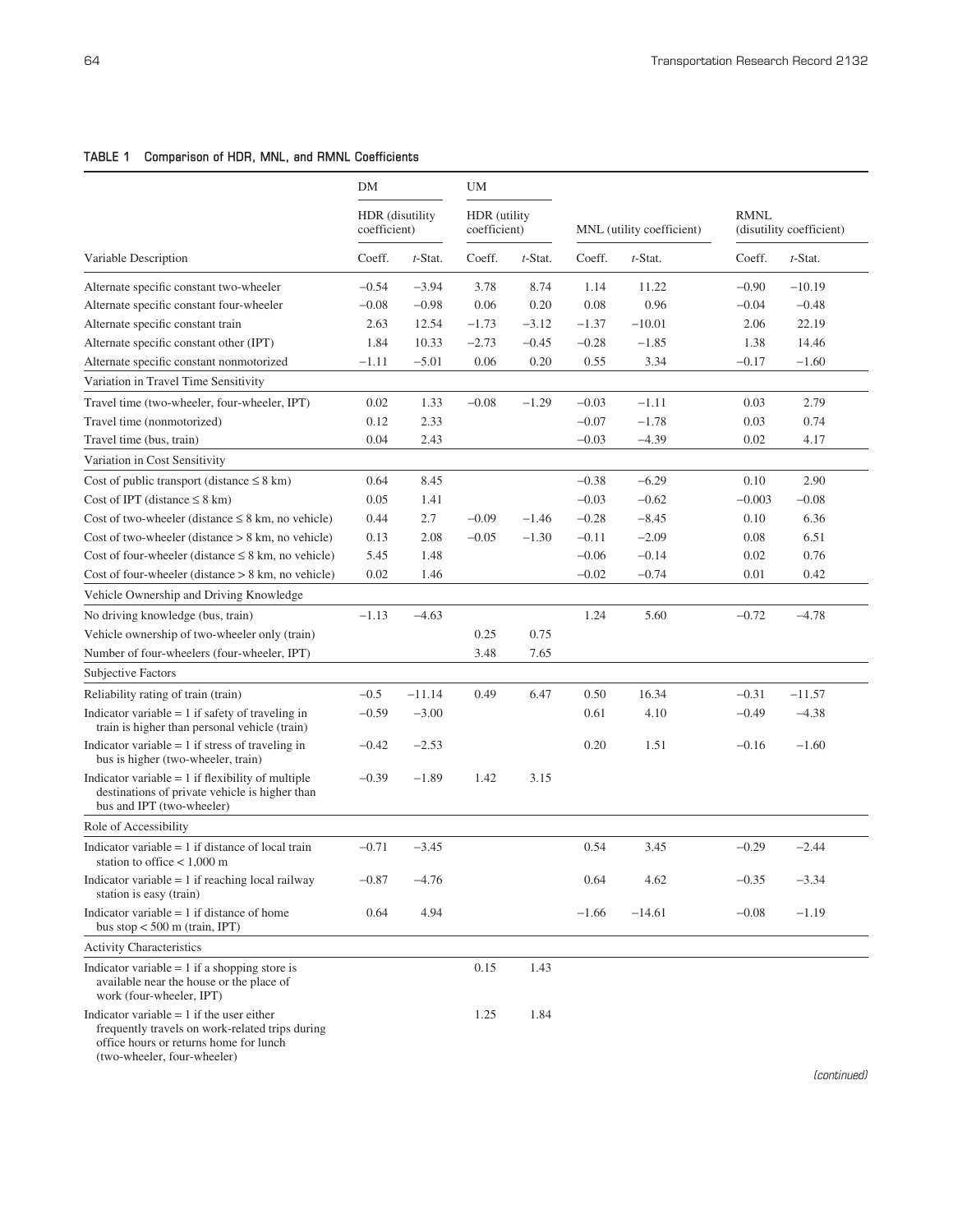**TABLE 1 Comparison of HDR, MNL, and RMNL Coefficients**

| | DM | | UM | | | | | |
|---|---|---|---|---|---|---|---|---|
| | HDR (disutility coefficient) | | HDR (utility coefficient) | | MNL (utility coefficient) | | RMNL (disutility coefficient) | |
| Variable Description | Coeff. | *t*-Stat. | Coeff. | *t*-Stat. | Coeff. | *t*-Stat. | Coeff. | *t*-Stat. |
| Alternate specific constant two-wheeler | −0.54 | −3.94 | 3.78 | 8.74 | 1.14 | 11.22 | −0.90 | −10.19 |
| Alternate specific constant four-wheeler | −0.08 | −0.98 | 0.06 | 0.20 | 0.08 | 0.96 | −0.04 | −0.48 |
| Alternate specific constant train | 2.63 | 12.54 | −1.73 | −3.12 | −1.37 | −10.01 | 2.06 | 22.19 |
| Alternate specific constant other (IPT) | 1.84 | 10.33 | −2.73 | −0.45 | −0.28 | −1.85 | 1.38 | 14.46 |
| Alternate specific constant nonmotorized | −1.11 | −5.01 | 0.06 | 0.20 | 0.55 | 3.34 | −0.17 | −1.60 |
| Variation in Travel Time Sensitivity | | | | | | | | |
| Travel time (two-wheeler, four-wheeler, IPT) | 0.02 | 1.33 | −0.08 | −1.29 | −0.03 | −1.11 | 0.03 | 2.79 |
| Travel time (nonmotorized) | 0.12 | 2.33 | | | −0.07 | −1.78 | 0.03 | 0.74 |
| Travel time (bus, train) | 0.04 | 2.43 | | | −0.03 | −4.39 | 0.02 | 4.17 |
| Variation in Cost Sensitivity | | | | | | | | |
| Cost of public transport (distance ≤ 8 km) | 0.64 | 8.45 | | | −0.38 | −6.29 | 0.10 | 2.90 |
| Cost of IPT (distance ≤ 8 km) | 0.05 | 1.41 | | | −0.03 | −0.62 | −0.003 | −0.08 |
| Cost of two-wheeler (distance ≤ 8 km, no vehicle) | 0.44 | 2.7 | −0.09 | −1.46 | −0.28 | −8.45 | 0.10 | 6.36 |
| Cost of two-wheeler (distance > 8 km, no vehicle) | 0.13 | 2.08 | −0.05 | −1.30 | −0.11 | −2.09 | 0.08 | 6.51 |
| Cost of four-wheeler (distance ≤ 8 km, no vehicle) | 5.45 | 1.48 | | | −0.06 | −0.14 | 0.02 | 0.76 |
| Cost of four-wheeler (distance > 8 km, no vehicle) | 0.02 | 1.46 | | | −0.02 | −0.74 | 0.01 | 0.42 |
| Vehicle Ownership and Driving Knowledge | | | | | | | | |
| No driving knowledge (bus, train) | −1.13 | −4.63 | | | 1.24 | 5.60 | −0.72 | −4.78 |
| Vehicle ownership of two-wheeler only (train) | | | 0.25 | 0.75 | | | | |
| Number of four-wheelers (four-wheeler, IPT) | | | 3.48 | 7.65 | | | | |
| Subjective Factors | | | | | | | | |
| Reliability rating of train (train) | −0.5 | −11.14 | 0.49 | 6.47 | 0.50 | 16.34 | −0.31 | −11.57 |
| Indicator variable = 1 if safety of traveling in train is higher than personal vehicle (train) | −0.59 | −3.00 | | | 0.61 | 4.10 | −0.49 | −4.38 |
| Indicator variable = 1 if stress of traveling in bus is higher (two-wheeler, train) | −0.42 | −2.53 | | | 0.20 | 1.51 | −0.16 | −1.60 |
| Indicator variable = 1 if flexibility of multiple destinations of private vehicle is higher than bus and IPT (two-wheeler) | −0.39 | −1.89 | 1.42 | 3.15 | | | | |
| Role of Accessibility | | | | | | | | |
| Indicator variable = 1 if distance of local train station to office < 1,000 m | −0.71 | −3.45 | | | 0.54 | 3.45 | −0.29 | −2.44 |
| Indicator variable = 1 if reaching local railway station is easy (train) | −0.87 | −4.76 | | | 0.64 | 4.62 | −0.35 | −3.34 |
| Indicator variable = 1 if distance of home bus stop < 500 m (train, IPT) | 0.64 | 4.94 | | | −1.66 | −14.61 | −0.08 | −1.19 |
| Activity Characteristics | | | | | | | | |
| Indicator variable = 1 if a shopping store is available near the house or the place of work (four-wheeler, IPT) | | | 0.15 | 1.43 | | | | |
| Indicator variable = 1 if the user either frequently travels on work-related trips during office hours or returns home for lunch (two-wheeler, four-wheeler) | | | 1.25 | 1.84 | | | | |

*(continued)*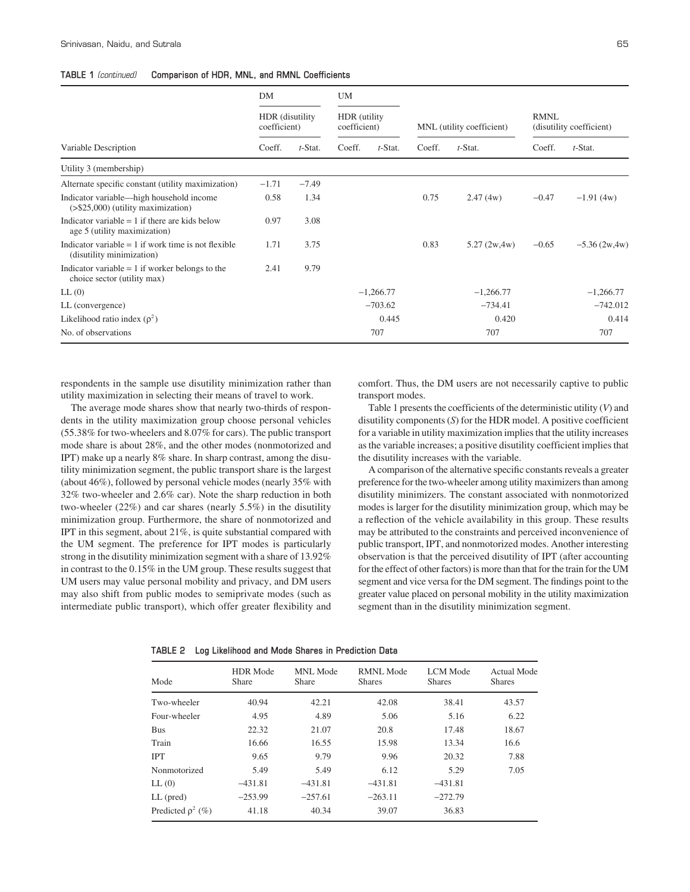**TABLE 1** *(continued)* **Comparison of HDR, MNL, and RMNL Coefficients**

| Variable Description | DM HDR (disutility coefficient) Coeff. | DM HDR (disutility coefficient) *t*-Stat. | UM HDR (utility coefficient) Coeff. | UM HDR (utility coefficient) *t*-Stat. | MNL (utility coefficient) Coeff. | MNL (utility coefficient) *t*-Stat. | RMNL (disutility coefficient) Coeff. | RMNL (disutility coefficient) *t*-Stat. |
|---|---|---|---|---|---|---|---|---|
| Utility 3 (membership) | | | | | | | | |
| Alternate specific constant (utility maximization) | −1.71 | −7.49 | | | | | | |
| Indicator variable—high household income (>$25,000) (utility maximization) | 0.58 | 1.34 | | | 0.75 | 2.47 (4w) | −0.47 | −1.91 (4w) |
| Indicator variable = 1 if there are kids below age 5 (utility maximization) | 0.97 | 3.08 | | | | | | |
| Indicator variable = 1 if work time is not flexible (disutility minimization) | 1.71 | 3.75 | | | 0.83 | 5.27 (2w,4w) | −0.65 | −5.36 (2w,4w) |
| Indicator variable = 1 if worker belongs to the choice sector (utility max) | 2.41 | 9.79 | | | | | | |
| LL (0) | | | | −1,266.77 | | −1,266.77 | | −1,266.77 |
| LL (convergence) | | | | −703.62 | | −734.41 | | −742.012 |
| Likelihood ratio index ($\rho^2$) | | | | 0.445 | | 0.420 | | 0.414 |
| No. of observations | | | | 707 | | 707 | | 707 |

respondents in the sample use disutility minimization rather than utility maximization in selecting their means of travel to work.

The average mode shares show that nearly two-thirds of respondents in the utility maximization group choose personal vehicles (55.38% for two-wheelers and 8.07% for cars). The public transport mode share is about 28%, and the other modes (nonmotorized and IPT) make up a nearly 8% share. In sharp contrast, among the disutility minimization segment, the public transport share is the largest (about 46%), followed by personal vehicle modes (nearly 35% with 32% two-wheeler and 2.6% car). Note the sharp reduction in both two-wheeler (22%) and car shares (nearly 5.5%) in the disutility minimization group. Furthermore, the share of nonmotorized and IPT in this segment, about 21%, is quite substantial compared with the UM segment. The preference for IPT modes is particularly strong in the disutility minimization segment with a share of 13.92% in contrast to the 0.15% in the UM group. These results suggest that UM users may value personal mobility and privacy, and DM users may also shift from public modes to semiprivate modes (such as intermediate public transport), which offer greater flexibility and comfort. Thus, the DM users are not necessarily captive to public transport modes.

Table 1 presents the coefficients of the deterministic utility ($V$) and disutility components ($S$) for the HDR model. A positive coefficient for a variable in utility maximization implies that the utility increases as the variable increases; a positive disutility coefficient implies that the disutility increases with the variable.

A comparison of the alternative specific constants reveals a greater preference for the two-wheeler among utility maximizers than among disutility minimizers. The constant associated with nonmotorized modes is larger for the disutility minimization group, which may be a reflection of the vehicle availability in this group. These results may be attributed to the constraints and perceived inconvenience of public transport, IPT, and nonmotorized modes. Another interesting observation is that the perceived disutility of IPT (after accounting for the effect of other factors) is more than that for the train for the UM segment and vice versa for the DM segment. The findings point to the greater value placed on personal mobility in the utility maximization segment than in the disutility minimization segment.

**TABLE 2 Log Likelihood and Mode Shares in Prediction Data**

| Mode | HDR Mode Share | MNL Mode Share | RMNL Mode Shares | LCM Mode Shares | Actual Mode Shares |
|---|---|---|---|---|---|
| Two-wheeler | 40.94 | 42.21 | 42.08 | 38.41 | 43.57 |
| Four-wheeler | 4.95 | 4.89 | 5.06 | 5.16 | 6.22 |
| Bus | 22.32 | 21.07 | 20.8 | 17.48 | 18.67 |
| Train | 16.66 | 16.55 | 15.98 | 13.34 | 16.6 |
| IPT | 9.65 | 9.79 | 9.96 | 20.32 | 7.88 |
| Nonmotorized | 5.49 | 5.49 | 6.12 | 5.29 | 7.05 |
| LL (0) | −431.81 | −431.81 | −431.81 | −431.81 | |
| LL (pred) | −253.99 | −257.61 | −263.11 | −272.79 | |
| Predicted $\rho^2$ (%) | 41.18 | 40.34 | 39.07 | 36.83 | |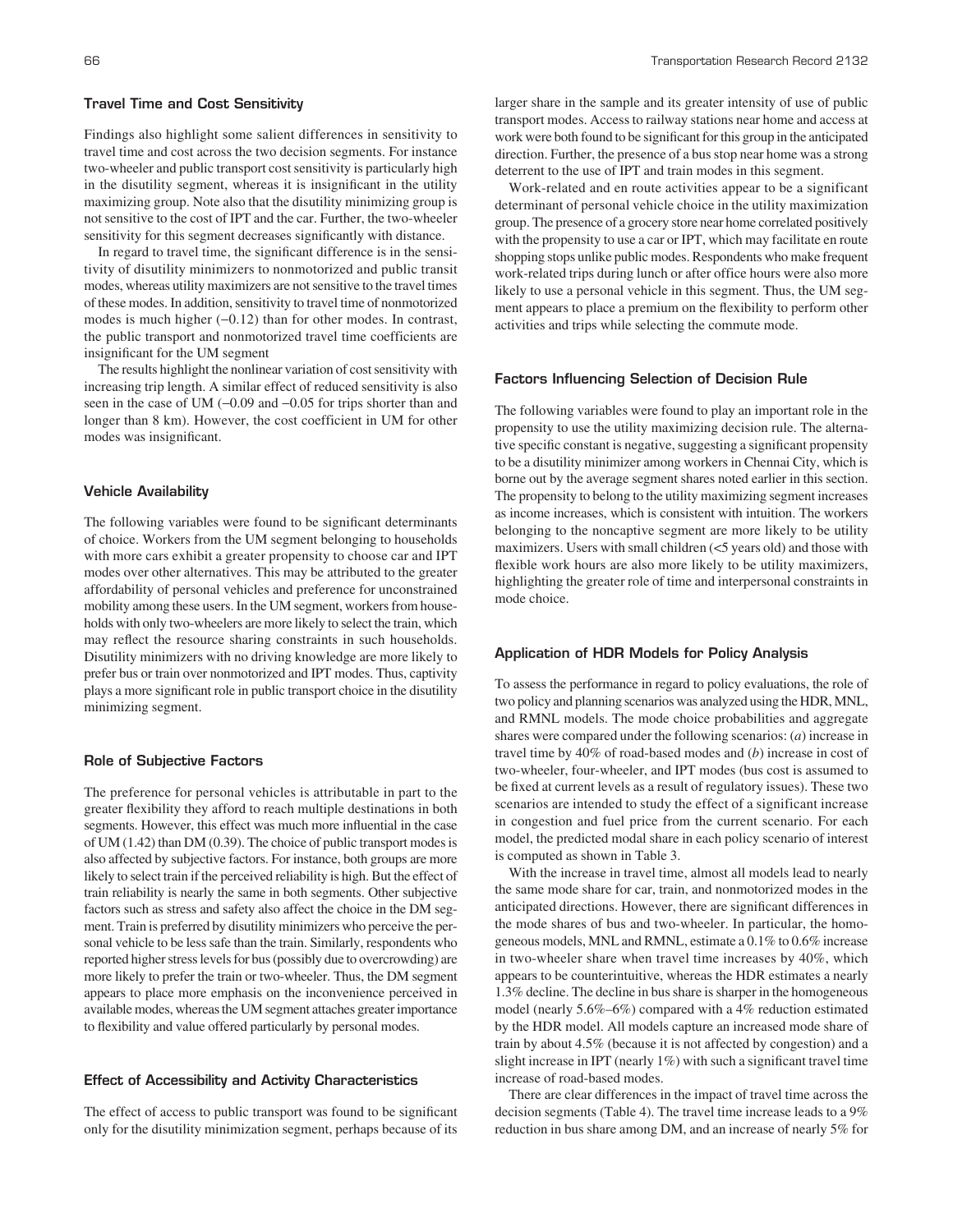### Travel Time and Cost Sensitivity

Findings also highlight some salient differences in sensitivity to travel time and cost across the two decision segments. For instance two-wheeler and public transport cost sensitivity is particularly high in the disutility segment, whereas it is insignificant in the utility maximizing group. Note also that the disutility minimizing group is not sensitive to the cost of IPT and the car. Further, the two-wheeler sensitivity for this segment decreases significantly with distance.

In regard to travel time, the significant difference is in the sensitivity of disutility minimizers to nonmotorized and public transit modes, whereas utility maximizers are not sensitive to the travel times of these modes. In addition, sensitivity to travel time of nonmotorized modes is much higher (−0.12) than for other modes. In contrast, the public transport and nonmotorized travel time coefficients are insignificant for the UM segment

The results highlight the nonlinear variation of cost sensitivity with increasing trip length. A similar effect of reduced sensitivity is also seen in the case of UM (−0.09 and −0.05 for trips shorter than and longer than 8 km). However, the cost coefficient in UM for other modes was insignificant.

### Vehicle Availability

The following variables were found to be significant determinants of choice. Workers from the UM segment belonging to households with more cars exhibit a greater propensity to choose car and IPT modes over other alternatives. This may be attributed to the greater affordability of personal vehicles and preference for unconstrained mobility among these users. In the UM segment, workers from households with only two-wheelers are more likely to select the train, which may reflect the resource sharing constraints in such households. Disutility minimizers with no driving knowledge are more likely to prefer bus or train over nonmotorized and IPT modes. Thus, captivity plays a more significant role in public transport choice in the disutility minimizing segment.

### Role of Subjective Factors

The preference for personal vehicles is attributable in part to the greater flexibility they afford to reach multiple destinations in both segments. However, this effect was much more influential in the case of UM (1.42) than DM (0.39). The choice of public transport modes is also affected by subjective factors. For instance, both groups are more likely to select train if the perceived reliability is high. But the effect of train reliability is nearly the same in both segments. Other subjective factors such as stress and safety also affect the choice in the DM segment. Train is preferred by disutility minimizers who perceive the personal vehicle to be less safe than the train. Similarly, respondents who reported higher stress levels for bus (possibly due to overcrowding) are more likely to prefer the train or two-wheeler. Thus, the DM segment appears to place more emphasis on the inconvenience perceived in available modes, whereas the UM segment attaches greater importance to flexibility and value offered particularly by personal modes.

### Effect of Accessibility and Activity Characteristics

The effect of access to public transport was found to be significant only for the disutility minimization segment, perhaps because of its larger share in the sample and its greater intensity of use of public transport modes. Access to railway stations near home and access at work were both found to be significant for this group in the anticipated direction. Further, the presence of a bus stop near home was a strong deterrent to the use of IPT and train modes in this segment.

Work-related and en route activities appear to be a significant determinant of personal vehicle choice in the utility maximization group. The presence of a grocery store near home correlated positively with the propensity to use a car or IPT, which may facilitate en route shopping stops unlike public modes. Respondents who make frequent work-related trips during lunch or after office hours were also more likely to use a personal vehicle in this segment. Thus, the UM segment appears to place a premium on the flexibility to perform other activities and trips while selecting the commute mode.

### Factors Influencing Selection of Decision Rule

The following variables were found to play an important role in the propensity to use the utility maximizing decision rule. The alternative specific constant is negative, suggesting a significant propensity to be a disutility minimizer among workers in Chennai City, which is borne out by the average segment shares noted earlier in this section. The propensity to belong to the utility maximizing segment increases as income increases, which is consistent with intuition. The workers belonging to the noncaptive segment are more likely to be utility maximizers. Users with small children (<5 years old) and those with flexible work hours are also more likely to be utility maximizers, highlighting the greater role of time and interpersonal constraints in mode choice.

### Application of HDR Models for Policy Analysis

To assess the performance in regard to policy evaluations, the role of two policy and planning scenarios was analyzed using the HDR, MNL, and RMNL models. The mode choice probabilities and aggregate shares were compared under the following scenarios: (*a*) increase in travel time by 40% of road-based modes and (*b*) increase in cost of two-wheeler, four-wheeler, and IPT modes (bus cost is assumed to be fixed at current levels as a result of regulatory issues). These two scenarios are intended to study the effect of a significant increase in congestion and fuel price from the current scenario. For each model, the predicted modal share in each policy scenario of interest is computed as shown in Table 3.

With the increase in travel time, almost all models lead to nearly the same mode share for car, train, and nonmotorized modes in the anticipated directions. However, there are significant differences in the mode shares of bus and two-wheeler. In particular, the homogeneous models, MNL and RMNL, estimate a 0.1% to 0.6% increase in two-wheeler share when travel time increases by 40%, which appears to be counterintuitive, whereas the HDR estimates a nearly 1.3% decline. The decline in bus share is sharper in the homogeneous model (nearly 5.6%–6%) compared with a 4% reduction estimated by the HDR model. All models capture an increased mode share of train by about 4.5% (because it is not affected by congestion) and a slight increase in IPT (nearly 1%) with such a significant travel time increase of road-based modes.

There are clear differences in the impact of travel time across the decision segments (Table 4). The travel time increase leads to a 9% reduction in bus share among DM, and an increase of nearly 5% for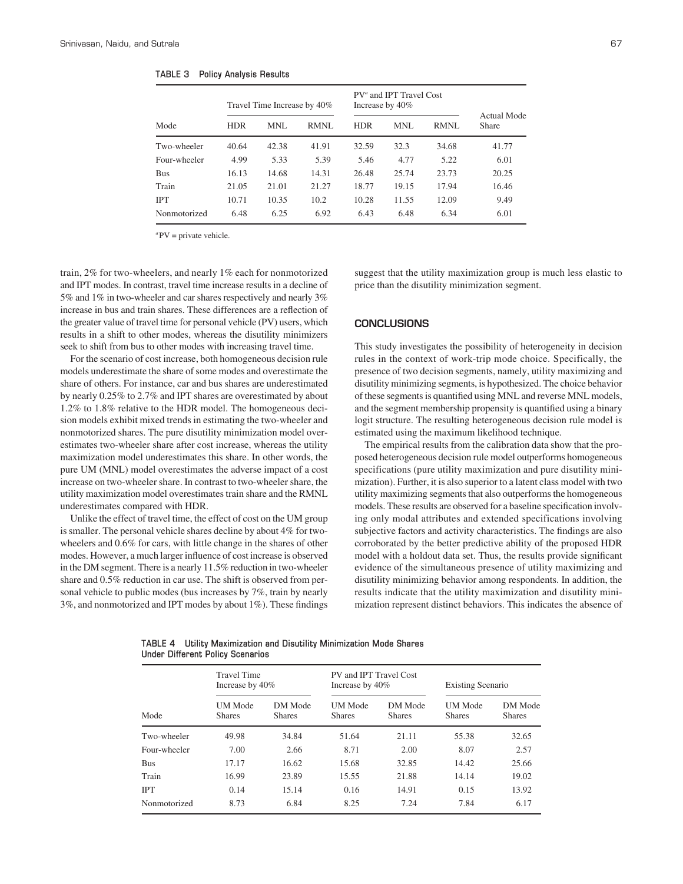**TABLE 3 Policy Analysis Results**

| Mode | Travel Time Increase by 40% | | | PV[a] and IPT Travel Cost Increase by 40% | | | Actual Mode Share |
|---|---|---|---|---|---|---|---|
| | HDR | MNL | RMNL | HDR | MNL | RMNL | |
| Two-wheeler | 40.64 | 42.38 | 41.91 | 32.59 | 32.3 | 34.68 | 41.77 |
| Four-wheeler | 4.99 | 5.33 | 5.39 | 5.46 | 4.77 | 5.22 | 6.01 |
| Bus | 16.13 | 14.68 | 14.31 | 26.48 | 25.74 | 23.73 | 20.25 |
| Train | 21.05 | 21.01 | 21.27 | 18.77 | 19.15 | 17.94 | 16.46 |
| IPT | 10.71 | 10.35 | 10.2 | 10.28 | 11.55 | 12.09 | 9.49 |
| Nonmotorized | 6.48 | 6.25 | 6.92 | 6.43 | 6.48 | 6.34 | 6.01 |

[a]PV = private vehicle.

train, 2% for two-wheelers, and nearly 1% each for nonmotorized and IPT modes. In contrast, travel time increase results in a decline of 5% and 1% in two-wheeler and car shares respectively and nearly 3% increase in bus and train shares. These differences are a reflection of the greater value of travel time for personal vehicle (PV) users, which results in a shift to other modes, whereas the disutility minimizers seek to shift from bus to other modes with increasing travel time.

For the scenario of cost increase, both homogeneous decision rule models underestimate the share of some modes and overestimate the share of others. For instance, car and bus shares are underestimated by nearly 0.25% to 2.7% and IPT shares are overestimated by about 1.2% to 1.8% relative to the HDR model. The homogeneous decision models exhibit mixed trends in estimating the two-wheeler and nonmotorized shares. The pure disutility minimization model overestimates two-wheeler share after cost increase, whereas the utility maximization model underestimates this share. In other words, the pure UM (MNL) model overestimates the adverse impact of a cost increase on two-wheeler share. In contrast to two-wheeler share, the utility maximization model overestimates train share and the RMNL underestimates compared with HDR.

Unlike the effect of travel time, the effect of cost on the UM group is smaller. The personal vehicle shares decline by about 4% for two-wheelers and 0.6% for cars, with little change in the shares of other modes. However, a much larger influence of cost increase is observed in the DM segment. There is a nearly 11.5% reduction in two-wheeler share and 0.5% reduction in car use. The shift is observed from personal vehicle to public modes (bus increases by 7%, train by nearly 3%, and nonmotorized and IPT modes by about 1%). These findings suggest that the utility maximization group is much less elastic to price than the disutility minimization segment.

## CONCLUSIONS

This study investigates the possibility of heterogeneity in decision rules in the context of work-trip mode choice. Specifically, the presence of two decision segments, namely, utility maximizing and disutility minimizing segments, is hypothesized. The choice behavior of these segments is quantified using MNL and reverse MNL models, and the segment membership propensity is quantified using a binary logit structure. The resulting heterogeneous decision rule model is estimated using the maximum likelihood technique.

The empirical results from the calibration data show that the proposed heterogeneous decision rule model outperforms homogeneous specifications (pure utility maximization and pure disutility minimization). Further, it is also superior to a latent class model with two utility maximizing segments that also outperforms the homogeneous models. These results are observed for a baseline specification involving only modal attributes and extended specifications involving subjective factors and activity characteristics. The findings are also corroborated by the better predictive ability of the proposed HDR model with a holdout data set. Thus, the results provide significant evidence of the simultaneous presence of utility maximizing and disutility minimizing behavior among respondents. In addition, the results indicate that the utility maximization and disutility minimization represent distinct behaviors. This indicates the absence of

**TABLE 4 Utility Maximization and Disutility Minimization Mode Shares Under Different Policy Scenarios**

| Mode | Travel Time Increase by 40% | | PV and IPT Travel Cost Increase by 40% | | Existing Scenario | |
|---|---|---|---|---|---|---|
| | UM Mode Shares | DM Mode Shares | UM Mode Shares | DM Mode Shares | UM Mode Shares | DM Mode Shares |
| Two-wheeler | 49.98 | 34.84 | 51.64 | 21.11 | 55.38 | 32.65 |
| Four-wheeler | 7.00 | 2.66 | 8.71 | 2.00 | 8.07 | 2.57 |
| Bus | 17.17 | 16.62 | 15.68 | 32.85 | 14.42 | 25.66 |
| Train | 16.99 | 23.89 | 15.55 | 21.88 | 14.14 | 19.02 |
| IPT | 0.14 | 15.14 | 0.16 | 14.91 | 0.15 | 13.92 |
| Nonmotorized | 8.73 | 6.84 | 8.25 | 7.24 | 7.84 | 6.17 |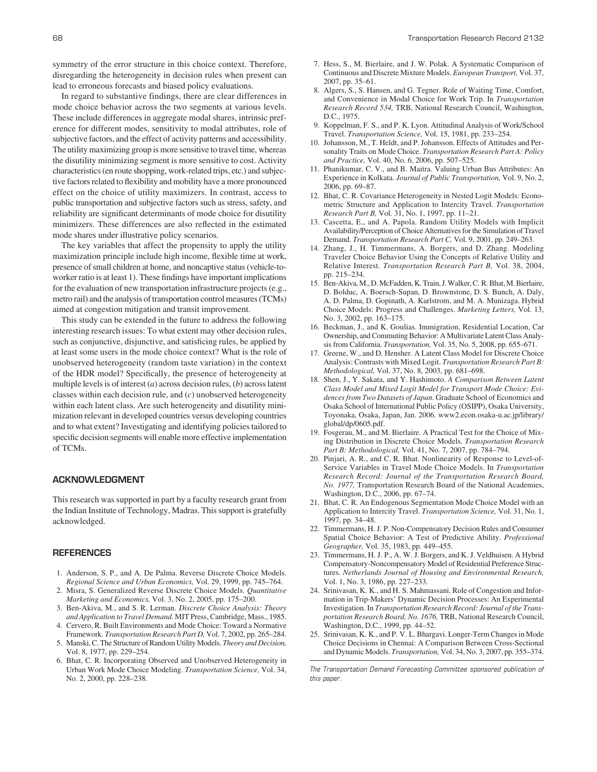symmetry of the error structure in this choice context. Therefore, disregarding the heterogeneity in decision rules when present can lead to erroneous forecasts and biased policy evaluations.

In regard to substantive findings, there are clear differences in mode choice behavior across the two segments at various levels. These include differences in aggregate modal shares, intrinsic preference for different modes, sensitivity to modal attributes, role of subjective factors, and the effect of activity patterns and accessibility. The utility maximizing group is more sensitive to travel time, whereas the disutility minimizing segment is more sensitive to cost. Activity characteristics (en route shopping, work-related trips, etc.) and subjective factors related to flexibility and mobility have a more pronounced effect on the choice of utility maximizers. In contrast, access to public transportation and subjective factors such as stress, safety, and reliability are significant determinants of mode choice for disutility minimizers. These differences are also reflected in the estimated mode shares under illustrative policy scenarios.

The key variables that affect the propensity to apply the utility maximization principle include high income, flexible time at work, presence of small children at home, and noncaptive status (vehicle-to-worker ratio is at least 1). These findings have important implications for the evaluation of new transportation infrastructure projects (e.g., metro rail) and the analysis of transportation control measures (TCMs) aimed at congestion mitigation and transit improvement.

This study can be extended in the future to address the following interesting research issues: To what extent may other decision rules, such as conjunctive, disjunctive, and satisficing rules, be applied by at least some users in the mode choice context? What is the role of unobserved heterogeneity (random taste variation) in the context of the HDR model? Specifically, the presence of heterogeneity at multiple levels is of interest (*a*) across decision rules, (*b*) across latent classes within each decision rule, and (*c*) unobserved heterogeneity within each latent class. Are such heterogeneity and disutility minimization relevant in developed countries versus developing countries and to what extent? Investigating and identifying policies tailored to specific decision segments will enable more effective implementation of TCMs.

## ACKNOWLEDGMENT

This research was supported in part by a faculty research grant from the Indian Institute of Technology, Madras. This support is gratefully acknowledged.

## REFERENCES

1. Anderson, S. P., and A. De Palma. Reverse Discrete Choice Models. *Regional Science and Urban Economics,* Vol. 29, 1999, pp. 745–764.
2. Misra, S. Generalized Reverse Discrete Choice Models. *Quantitative Marketing and Economics,* Vol. 3, No. 2, 2005, pp. 175–200.
3. Ben-Akiva, M., and S. R. Lerman. *Discrete Choice Analysis: Theory and Application to Travel Demand.* MIT Press, Cambridge, Mass., 1985.
4. Cervero, R. Built Environments and Mode Choice: Toward a Normative Framework. *Transportation Research Part D,* Vol. 7, 2002, pp. 265–284.
5. Manski, C. The Structure of Random Utility Models. *Theory and Decision,* Vol. 8, 1977, pp. 229–254.
6. Bhat, C. R. Incorporating Observed and Unobserved Heterogeneity in Urban Work Mode Choice Modeling. *Transportation Science,* Vol. 34, No. 2, 2000, pp. 228–238.
7. Hess, S., M. Bierlaire, and J. W. Polak. A Systematic Comparison of Continuous and Discrete Mixture Models. *European Transport,* Vol. 37, 2007, pp. 35–61.
8. Algers, S., S. Hansen, and G. Tegner. Role of Waiting Time, Comfort, and Convenience in Modal Choice for Work Trip. In *Transportation Research Record 534,* TRB, National Research Council, Washington, D.C., 1975.
9. Koppelman, F. S., and P. K. Lyon. Attitudinal Analysis of Work/School Travel. *Transportation Science,* Vol. 15, 1981, pp. 233–254.
10. Johansson, M., T. Heldt, and P. Johansson. Effects of Attitudes and Personality Traits on Mode Choice. *Transportation Research Part A: Policy and Practice,* Vol. 40, No. 6, 2006, pp. 507–525.
11. Phanikumar, C. V., and B. Maitra. Valuing Urban Bus Attributes: An Experience in Kolkata. *Journal of Public Transportation,* Vol. 9, No. 2, 2006, pp. 69–87.
12. Bhat, C. R. Covariance Heterogeneity in Nested Logit Models: Econometric Structure and Application to Intercity Travel. *Transportation Research Part B,* Vol. 31, No. 1, 1997, pp. 11–21.
13. Cascetta, E., and A. Papola. Random Utility Models with Implicit Availability/Perception of Choice Alternatives for the Simulation of Travel Demand. *Transportation Research Part C,* Vol. 9, 2001, pp. 249–263.
14. Zhang, J., H. Timmermans, A. Borgers, and D. Zhang. Modeling Traveler Choice Behavior Using the Concepts of Relative Utility and Relative Interest. *Transportation Research Part B,* Vol. 38, 2004, pp. 215–234.
15. Ben-Akiva, M., D. McFadden, K. Train, J. Walker, C. R. Bhat, M. Bierlaire, D. Bolduc, A. Boersch-Supan, D. Brownstone, D. S. Bunch, A. Daly, A. D. Palma, D. Gopinath, A. Karlstrom, and M. A. Munizaga. Hybrid Choice Models: Progress and Challenges. *Marketing Letters,* Vol. 13, No. 3, 2002, pp. 163–175.
16. Beckman, J., and K. Goulias. Immigration, Residential Location, Car Ownership, and Commuting Behavior: A Multivariate Latent Class Analysis from California. *Transportation,* Vol. 35, No. 5, 2008, pp. 655–671.
17. Greene, W., and D. Hensher. A Latent Class Model for Discrete Choice Analysis: Contrasts with Mixed Logit. *Transportation Research Part B: Methodological,* Vol. 37, No. 8, 2003, pp. 681–698.
18. Shen, J., Y. Sakata, and Y. Hashimoto. *A Comparison Between Latent Class Model and Mixed Logit Model for Transport Mode Choice: Evidences from Two Datasets of Japan.* Graduate School of Economics and Osaka School of International Public Policy (OSIPP), Osaka University, Toyonaka, Osaka, Japan, Jan. 2006. www2.econ.osaka-u.ac.jp/library/global/dp/0605.pdf.
19. Fosgerau, M., and M. Bierlaire. A Practical Test for the Choice of Mixing Distribution in Discrete Choice Models. *Transportation Research Part B: Methodological,* Vol. 41, No. 7, 2007, pp. 784–794.
20. Pinjari, A. R., and C. R. Bhat. Nonlinearity of Response to Level-of-Service Variables in Travel Mode Choice Models. In *Transportation Research Record: Journal of the Transportation Research Board, No. 1977,* Transportation Research Board of the National Academies, Washington, D.C., 2006, pp. 67–74.
21. Bhat, C. R. An Endogenous Segmentation Mode Choice Model with an Application to Intercity Travel. *Transportation Science,* Vol. 31, No. 1, 1997, pp. 34–48.
22. Timmermans, H. J. P. Non-Compensatory Decision Rules and Consumer Spatial Choice Behavior: A Test of Predictive Ability. *Professional Geographer,* Vol. 35, 1983, pp. 449–455.
23. Timmermans, H. J. P., A. W. J. Borgers, and K. J. Veldhuisen. A Hybrid Compensatory-Noncompensatory Model of Residential Preference Structures. *Netherlands Journal of Housing and Environmental Research,* Vol. 1, No. 3, 1986, pp. 227–233.
24. Srinivasan, K. K., and H. S. Mahmassani. Role of Congestion and Information in Trip-Makers' Dynamic Decision Processes: An Experimental Investigation. In *Transportation Research Record: Journal of the Transportation Research Board, No. 1676,* TRB, National Research Council, Washington, D.C., 1999, pp. 44–52.
25. Srinivasan, K. K., and P. V. L. Bhargavi. Longer-Term Changes in Mode Choice Decisions in Chennai: A Comparison Between Cross-Sectional and Dynamic Models. *Transportation,* Vol. 34, No. 3, 2007, pp. 355–374.

*The Transportation Demand Forecasting Committee sponsored publication of this paper.*